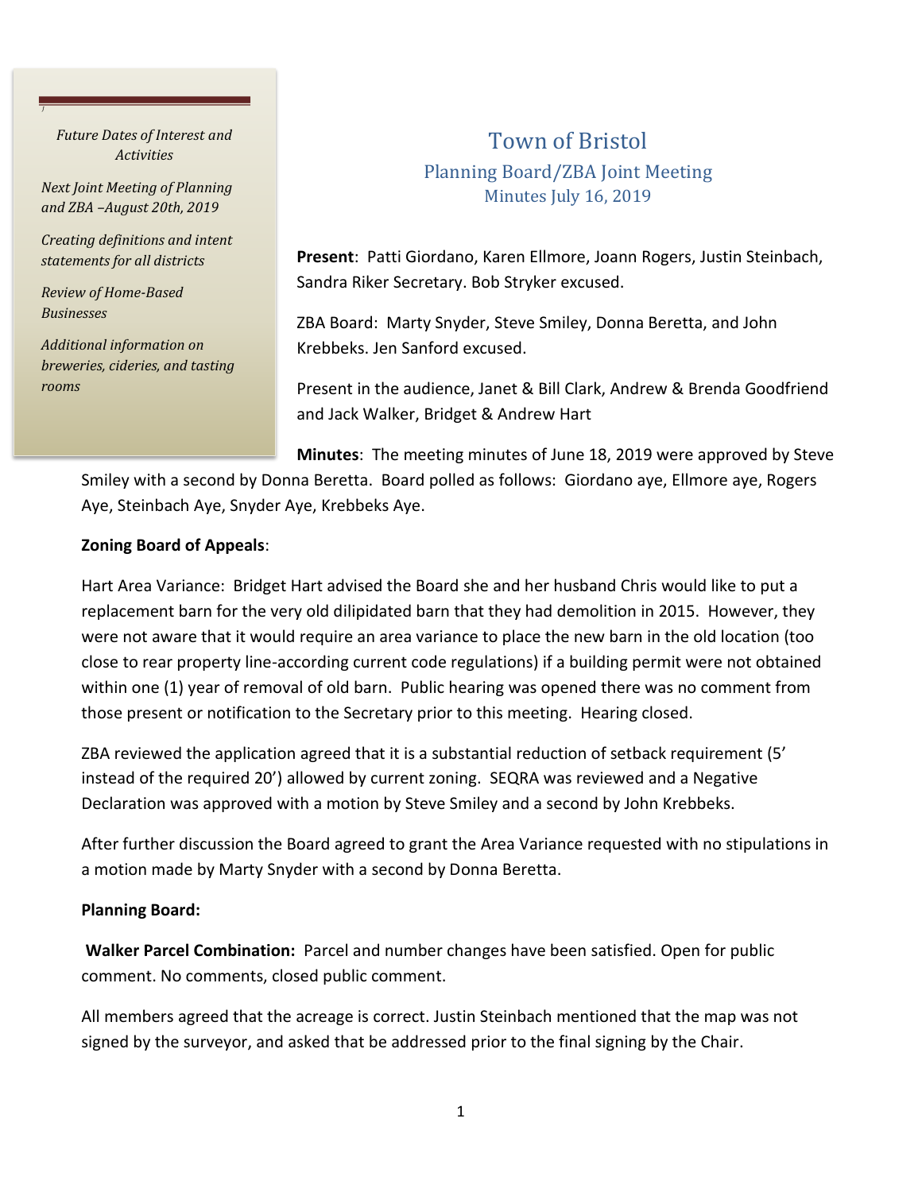# Town of Bristol

## Planning Board/ZBA Joint Meeting

### Minutes July 16, 2019

*Future Dates of Interest and Activities*

*Next Joint Meeting of Planning and ZBA –August 20th, 2019*

*Creating definitions and intent statements for all districts*

*Review of Home-Based Businesses*

*Additional information on breweries, cideries, and tasting rooms*

**Present**: Patti Giordano, Karen Ellmore, Joann Rogers, Justin Steinbach, Sandra Riker Secretary. Bob Stryker excused.

ZBA Board: Marty Snyder, Steve Smiley, Donna Beretta, and John Krebbeks. Jen Sanford excused.

Present in the audience, Janet & Bill Clark, Andrew & Brenda Goodfriend and Jack Walker, Bridget & Andrew Hart

**Minutes**: The meeting minutes of June 18, 2019 were approved by Steve Smiley with a second by Donna Beretta. Board polled as follows: Giordano aye, Ellmore aye, Rogers Aye, Steinbach Aye, Snyder Aye, Krebbeks Aye.

**Zoning Board of Appeals**:

Hart Area Variance: Bridget Hart advised the Board she and her husband Chris would like to put a replacement barn for the very old dilipidated barn that they had demolition in 2015. However, they were not aware that it would require an area variance to place the new barn in the old location (too close to rear property line-according current code regulations) if a building permit were not obtained within one (1) year of removal of old barn. Public hearing was opened there was no comment from those present or notification to the Secretary prior to this meeting. Hearing closed.

ZBA reviewed the application agreed that it is a substantial reduction of setback requirement (5' instead of the required 20') allowed by current zoning. SEQRA was reviewed and a Negative Declaration was approved with a motion by Steve Smiley and a second by John Krebbeks.

After further discussion the Board agreed to grant the Area Variance requested with no stipulations in a motion made by Marty Snyder with a second by Donna Beretta.

**Planning Board:**

**Walker Parcel Combination:** Parcel and number changes have been satisfied. Open for public comment. No comments, closed public comment.

All members agreed that the acreage is correct. Justin Steinbach mentioned that the map was not signed by the surveyor, and asked that be addressed prior to the final signing by the Chair.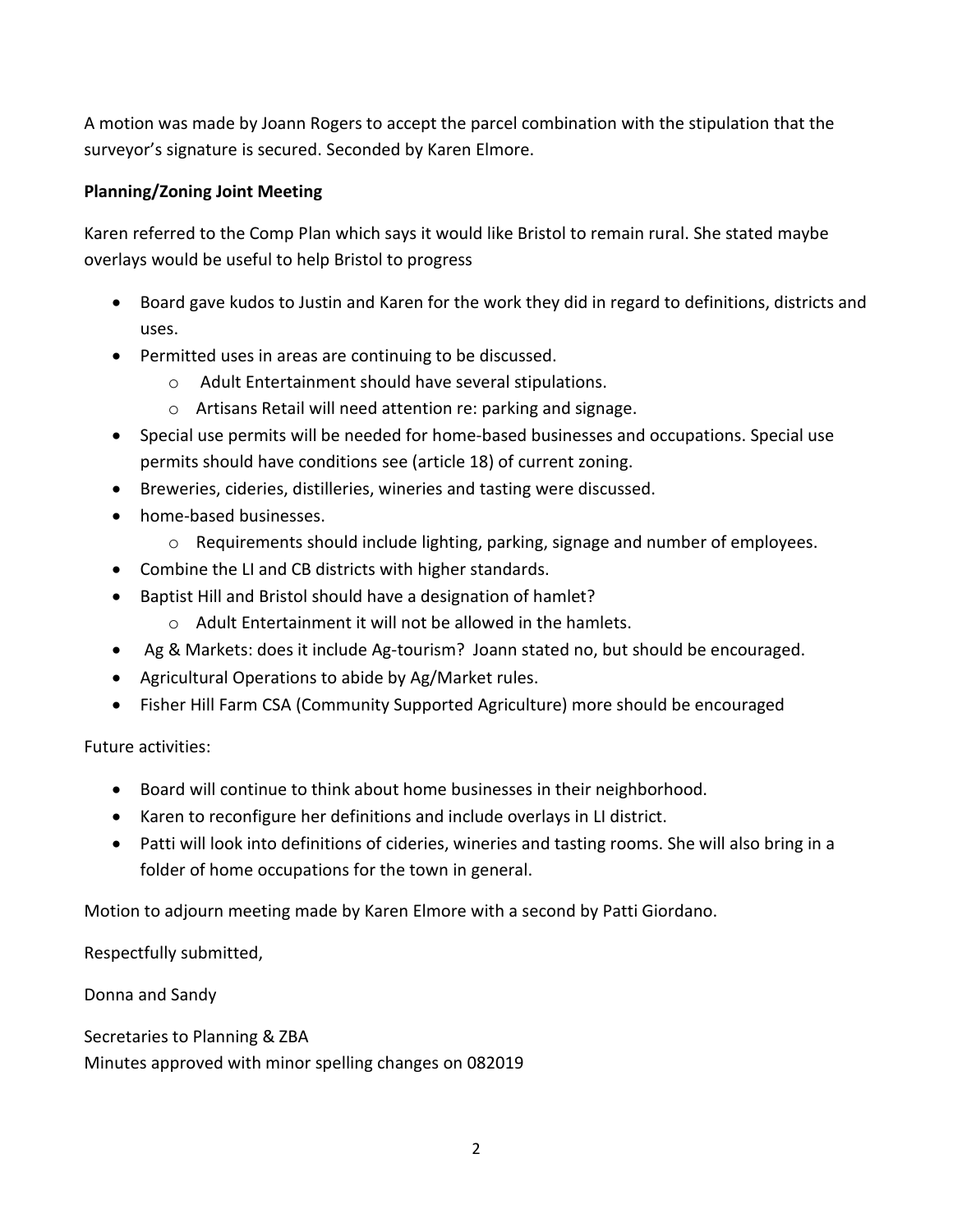A motion was made by Joann Rogers to accept the parcel combination with the stipulation that the surveyor's signature is secured. Seconded by Karen Elmore.

**Planning/Zoning Joint Meeting**

Karen referred to the Comp Plan which says it would like Bristol to remain rural. She stated maybe overlays would be useful to help Bristol to progress

- Board gave kudos to Justin and Karen for the work they did in regard to definitions, districts and uses.
- Permitted uses in areas are continuing to be discussed.
    - Adult Entertainment should have several stipulations.
    - Artisans Retail will need attention re: parking and signage.
- Special use permits will be needed for home-based businesses and occupations. Special use permits should have conditions see (article 18) of current zoning.
- Breweries, cideries, distilleries, wineries and tasting were discussed.
- home-based businesses.
    - Requirements should include lighting, parking, signage and number of employees.
- Combine the LI and CB districts with higher standards.
- Baptist Hill and Bristol should have a designation of hamlet?
    - Adult Entertainment it will not be allowed in the hamlets.
- Ag & Markets: does it include Ag-tourism? Joann stated no, but should be encouraged.
- Agricultural Operations to abide by Ag/Market rules.
- Fisher Hill Farm CSA (Community Supported Agriculture) more should be encouraged

Future activities:

- Board will continue to think about home businesses in their neighborhood.
- Karen to reconfigure her definitions and include overlays in LI district.
- Patti will look into definitions of cideries, wineries and tasting rooms. She will also bring in a folder of home occupations for the town in general.

Motion to adjourn meeting made by Karen Elmore with a second by Patti Giordano.

Respectfully submitted,

Donna and Sandy

Secretaries to Planning & ZBA
Minutes approved with minor spelling changes on 082019